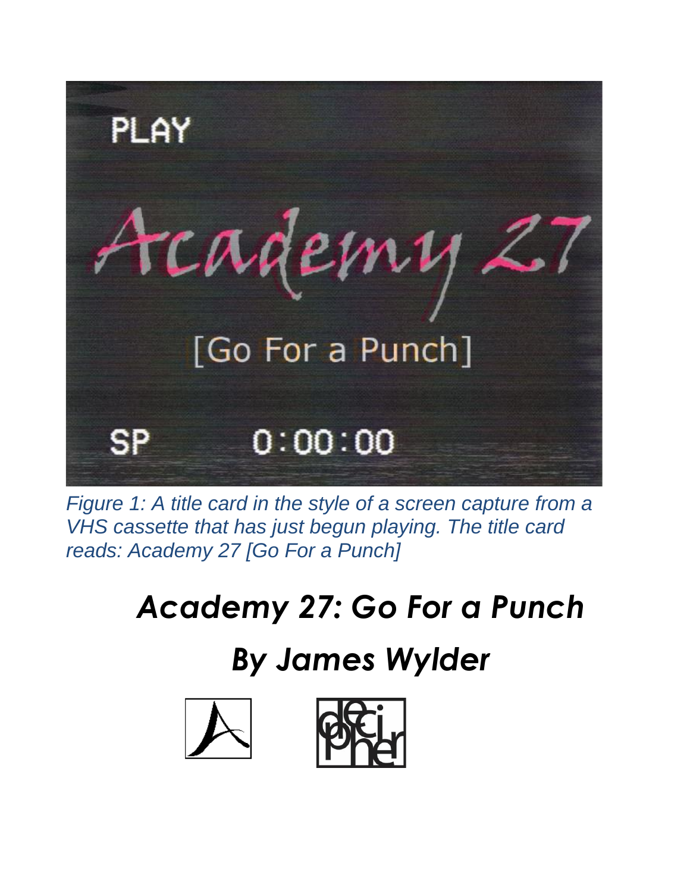*Figure 1: A title card in the style of a screen capture from a VHS cassette that has just begun playing. The title card reads: Academy 27 [Go For a Punch]*

# *Academy 27: Go For a Punch*

## *By James Wylder*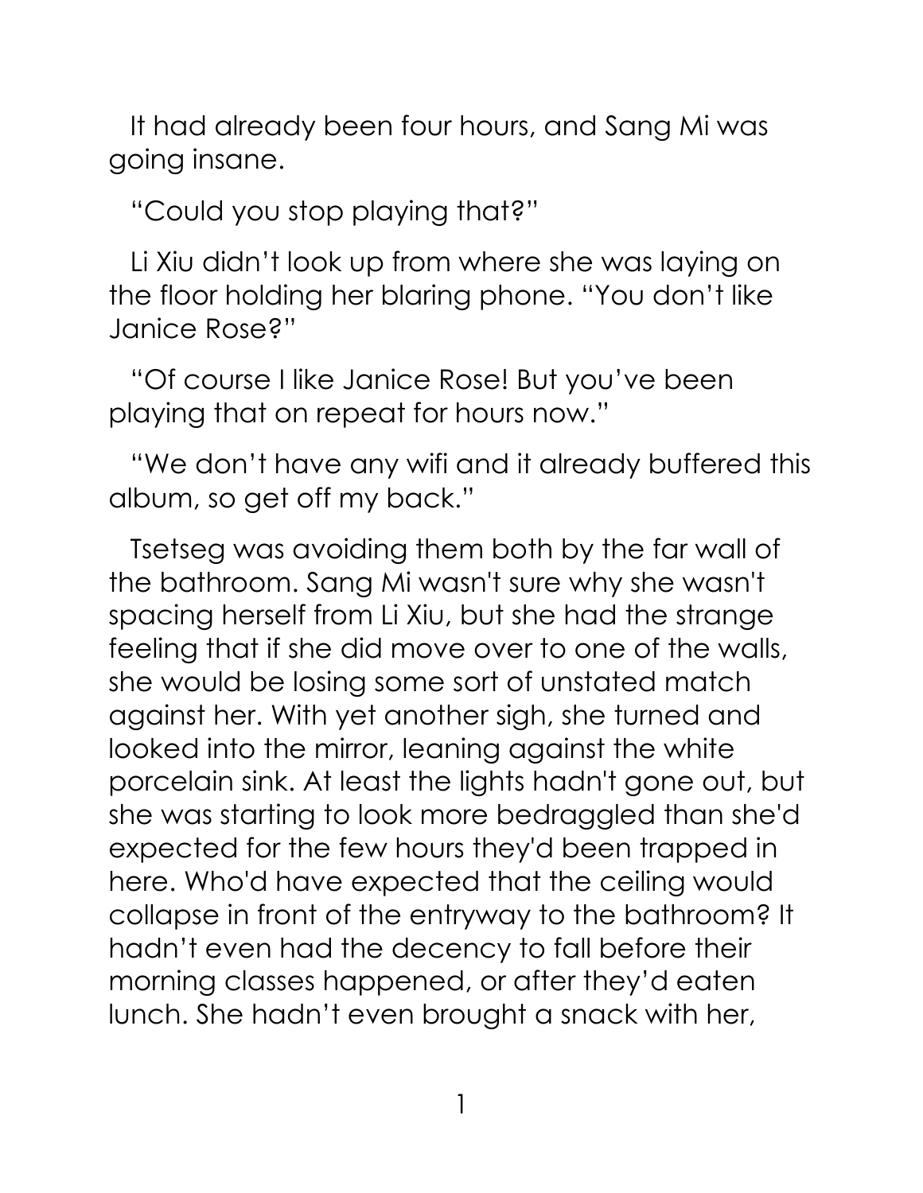It had already been four hours, and Sang Mi was going insane.

"Could you stop playing that?"

Li Xiu didn't look up from where she was laying on the floor holding her blaring phone. "You don't like Janice Rose?"

"Of course I like Janice Rose! But you've been playing that on repeat for hours now."

"We don't have any wifi and it already buffered this album, so get off my back."

Tsetseg was avoiding them both by the far wall of the bathroom. Sang Mi wasn't sure why she wasn't spacing herself from Li Xiu, but she had the strange feeling that if she did move over to one of the walls, she would be losing some sort of unstated match against her. With yet another sigh, she turned and looked into the mirror, leaning against the white porcelain sink. At least the lights hadn't gone out, but she was starting to look more bedraggled than she'd expected for the few hours they'd been trapped in here. Who'd have expected that the ceiling would collapse in front of the entryway to the bathroom? It hadn't even had the decency to fall before their morning classes happened, or after they'd eaten lunch. She hadn't even brought a snack with her,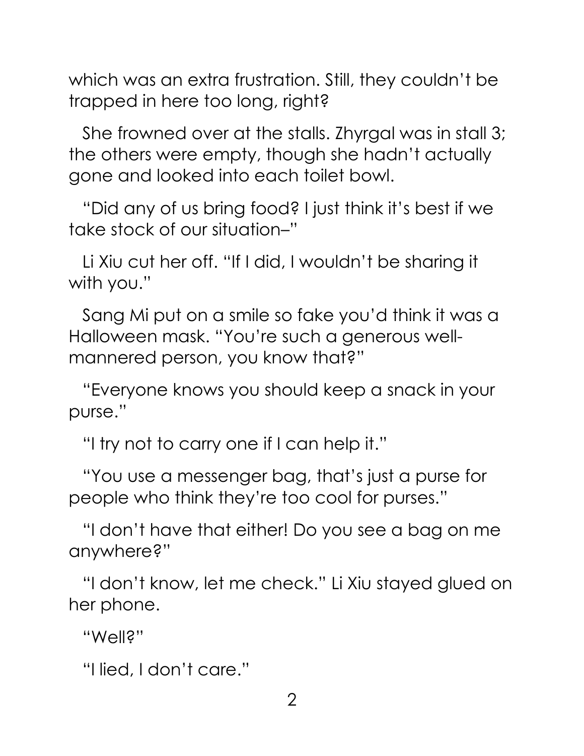which was an extra frustration. Still, they couldn't be trapped in here too long, right?

She frowned over at the stalls. Zhyrgal was in stall 3; the others were empty, though she hadn't actually gone and looked into each toilet bowl.

"Did any of us bring food? I just think it's best if we take stock of our situation–"

Li Xiu cut her off. "If I did, I wouldn't be sharing it with you."

Sang Mi put on a smile so fake you'd think it was a Halloween mask. "You're such a generous well-mannered person, you know that?"

"Everyone knows you should keep a snack in your purse."

"I try not to carry one if I can help it."

"You use a messenger bag, that's just a purse for people who think they're too cool for purses."

"I don't have that either! Do you see a bag on me anywhere?"

"I don't know, let me check." Li Xiu stayed glued on her phone.

"Well?"

"I lied, I don't care."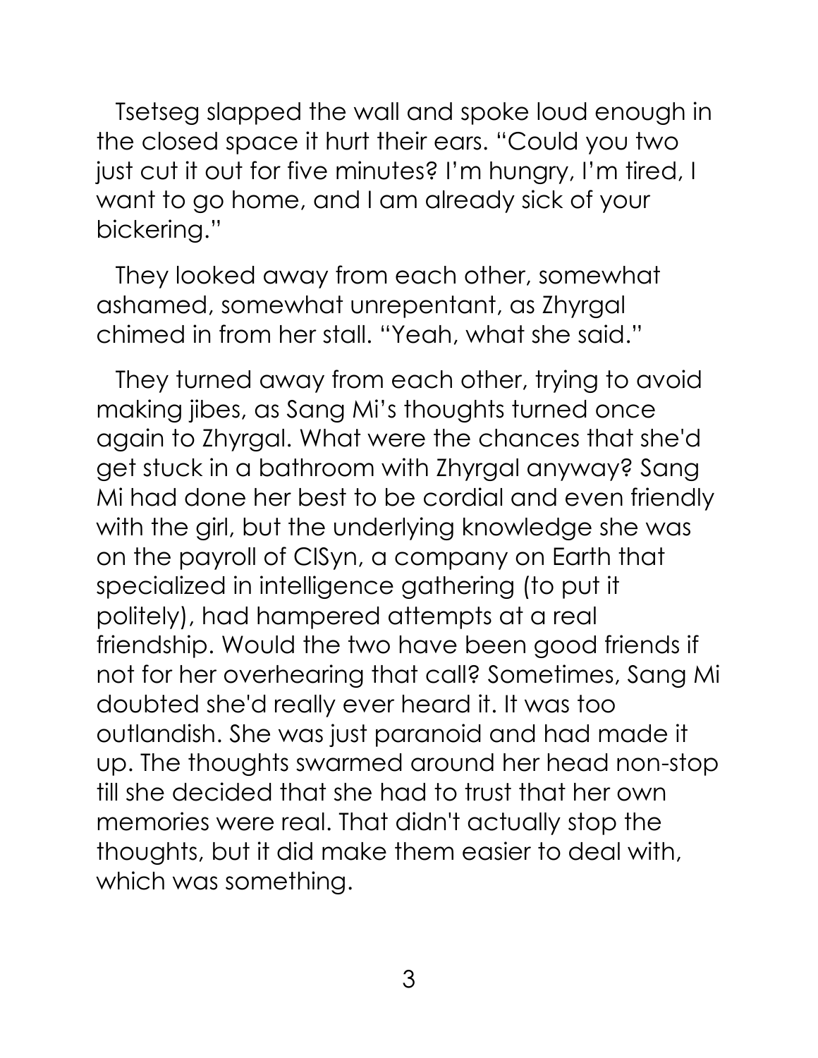Tsetseg slapped the wall and spoke loud enough in the closed space it hurt their ears. "Could you two just cut it out for five minutes? I'm hungry, I'm tired, I want to go home, and I am already sick of your bickering."

They looked away from each other, somewhat ashamed, somewhat unrepentant, as Zhyrgal chimed in from her stall. "Yeah, what she said."

They turned away from each other, trying to avoid making jibes, as Sang Mi's thoughts turned once again to Zhyrgal. What were the chances that she'd get stuck in a bathroom with Zhyrgal anyway? Sang Mi had done her best to be cordial and even friendly with the girl, but the underlying knowledge she was on the payroll of CISyn, a company on Earth that specialized in intelligence gathering (to put it politely), had hampered attempts at a real friendship. Would the two have been good friends if not for her overhearing that call? Sometimes, Sang Mi doubted she'd really ever heard it. It was too outlandish. She was just paranoid and had made it up. The thoughts swarmed around her head non-stop till she decided that she had to trust that her own memories were real. That didn't actually stop the thoughts, but it did make them easier to deal with, which was something.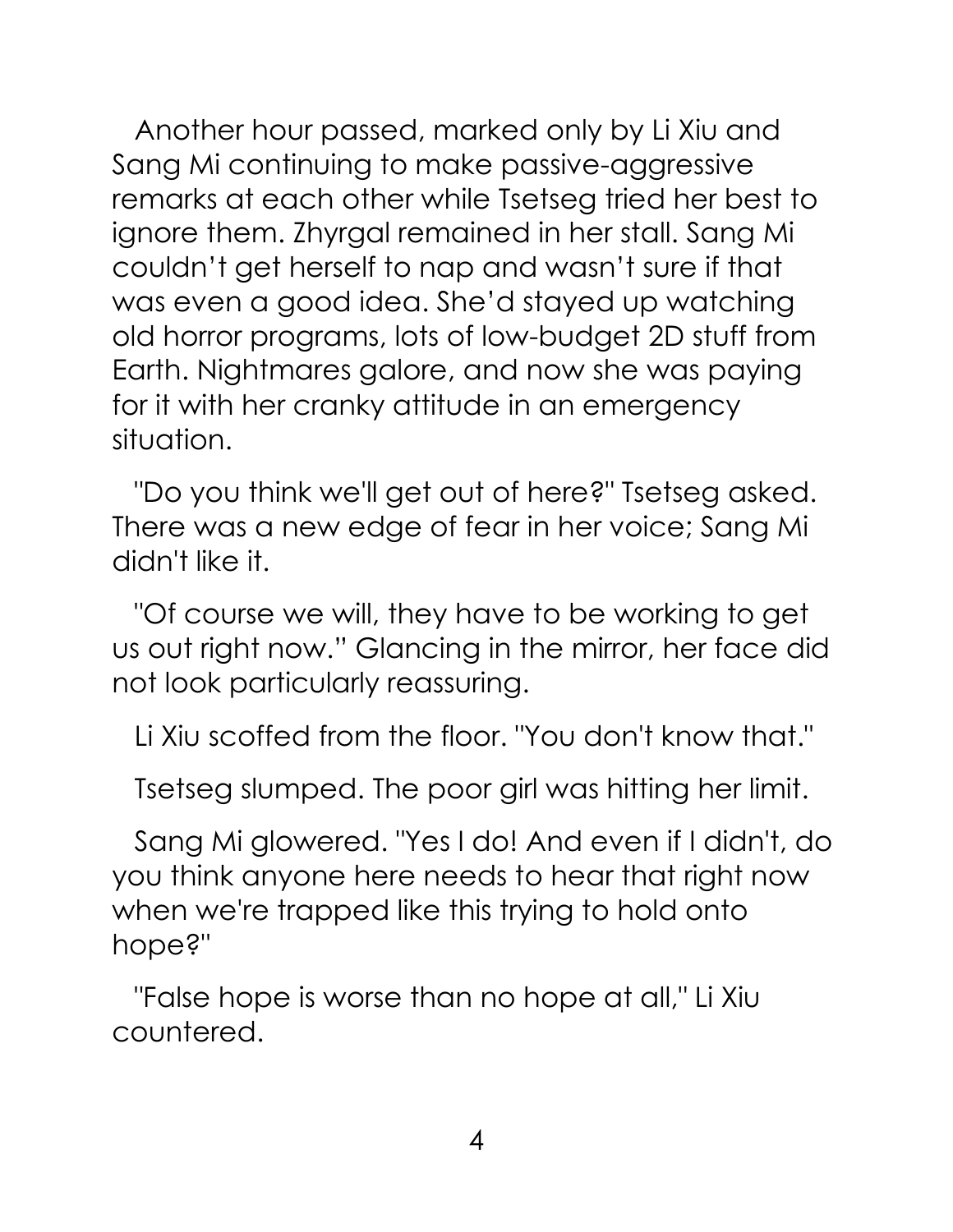Another hour passed, marked only by Li Xiu and Sang Mi continuing to make passive-aggressive remarks at each other while Tsetseg tried her best to ignore them. Zhyrgal remained in her stall. Sang Mi couldn't get herself to nap and wasn't sure if that was even a good idea. She'd stayed up watching old horror programs, lots of low-budget 2D stuff from Earth. Nightmares galore, and now she was paying for it with her cranky attitude in an emergency situation.

"Do you think we'll get out of here?" Tsetseg asked. There was a new edge of fear in her voice; Sang Mi didn't like it.

"Of course we will, they have to be working to get us out right now." Glancing in the mirror, her face did not look particularly reassuring.

Li Xiu scoffed from the floor. "You don't know that."

Tsetseg slumped. The poor girl was hitting her limit.

Sang Mi glowered. "Yes I do! And even if I didn't, do you think anyone here needs to hear that right now when we're trapped like this trying to hold onto hope?"

"False hope is worse than no hope at all," Li Xiu countered.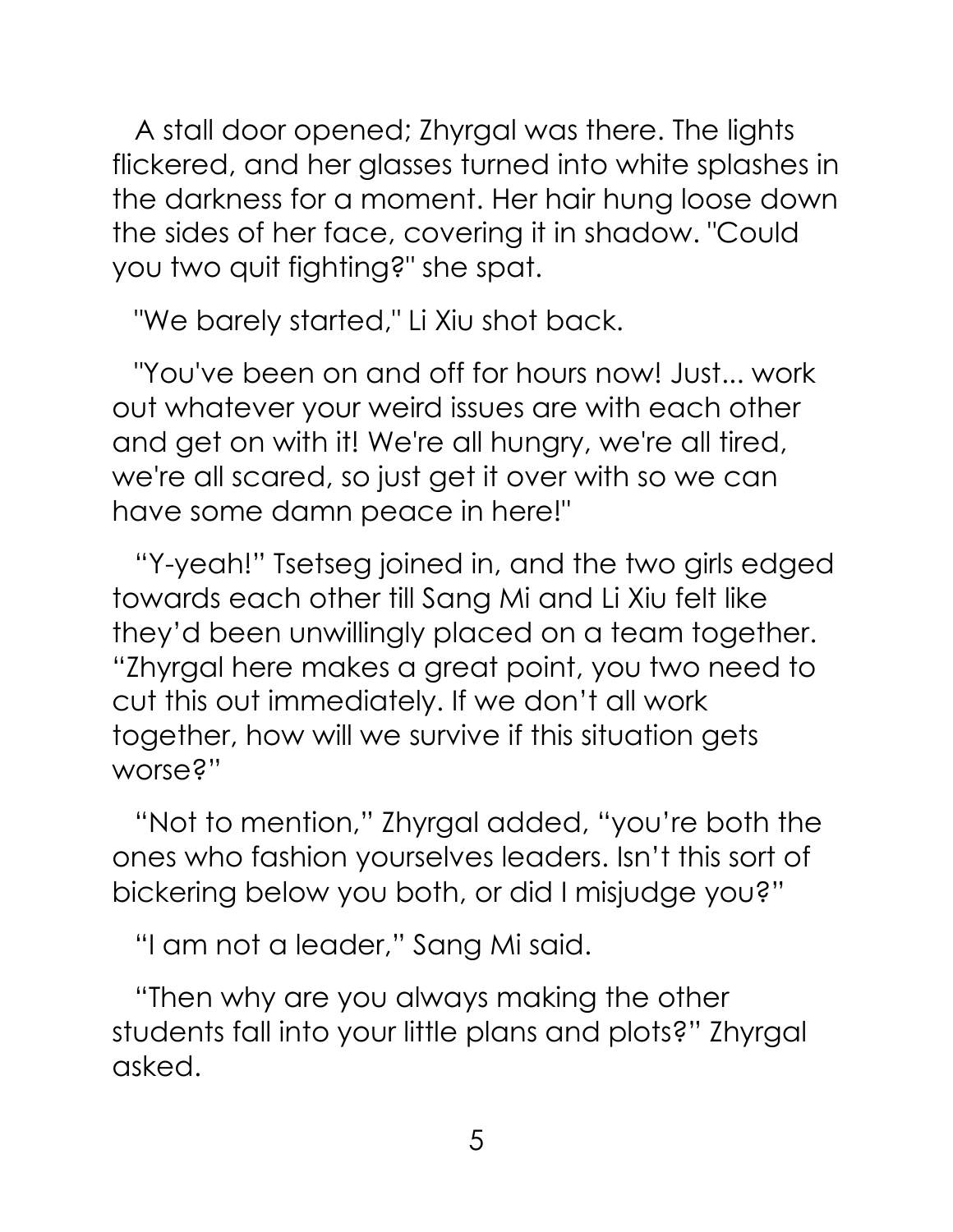A stall door opened; Zhyrgal was there. The lights flickered, and her glasses turned into white splashes in the darkness for a moment. Her hair hung loose down the sides of her face, covering it in shadow. "Could you two quit fighting?" she spat.

"We barely started," Li Xiu shot back.

"You've been on and off for hours now! Just... work out whatever your weird issues are with each other and get on with it! We're all hungry, we're all tired, we're all scared, so just get it over with so we can have some damn peace in here!"

“Y-yeah!” Tsetseg joined in, and the two girls edged towards each other till Sang Mi and Li Xiu felt like they’d been unwillingly placed on a team together. “Zhyrgal here makes a great point, you two need to cut this out immediately. If we don’t all work together, how will we survive if this situation gets worse?”

“Not to mention,” Zhyrgal added, “you’re both the ones who fashion yourselves leaders. Isn’t this sort of bickering below you both, or did I misjudge you?”

“I am not a leader,” Sang Mi said.

“Then why are you always making the other students fall into your little plans and plots?” Zhyrgal asked.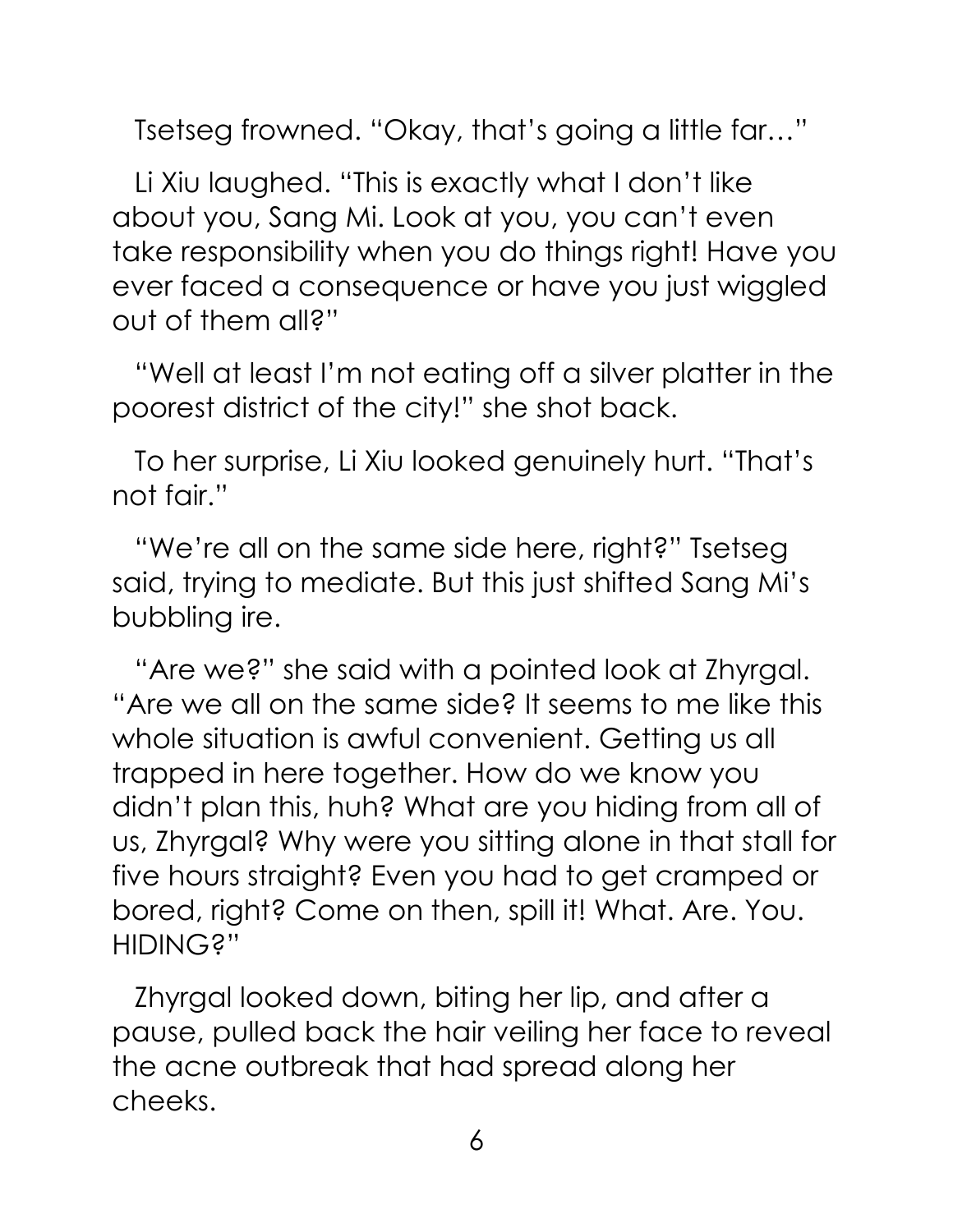Tsetseg frowned. “Okay, that’s going a little far…”

Li Xiu laughed. “This is exactly what I don’t like about you, Sang Mi. Look at you, you can’t even take responsibility when you do things right! Have you ever faced a consequence or have you just wiggled out of them all?”

“Well at least I’m not eating off a silver platter in the poorest district of the city!” she shot back.

To her surprise, Li Xiu looked genuinely hurt. “That’s not fair.”

“We’re all on the same side here, right?” Tsetseg said, trying to mediate. But this just shifted Sang Mi’s bubbling ire.

“Are we?” she said with a pointed look at Zhyrgal. “Are we all on the same side? It seems to me like this whole situation is awful convenient. Getting us all trapped in here together. How do we know you didn’t plan this, huh? What are you hiding from all of us, Zhyrgal? Why were you sitting alone in that stall for five hours straight? Even you had to get cramped or bored, right? Come on then, spill it! What. Are. You. HIDING?”

Zhyrgal looked down, biting her lip, and after a pause, pulled back the hair veiling her face to reveal the acne outbreak that had spread along her cheeks.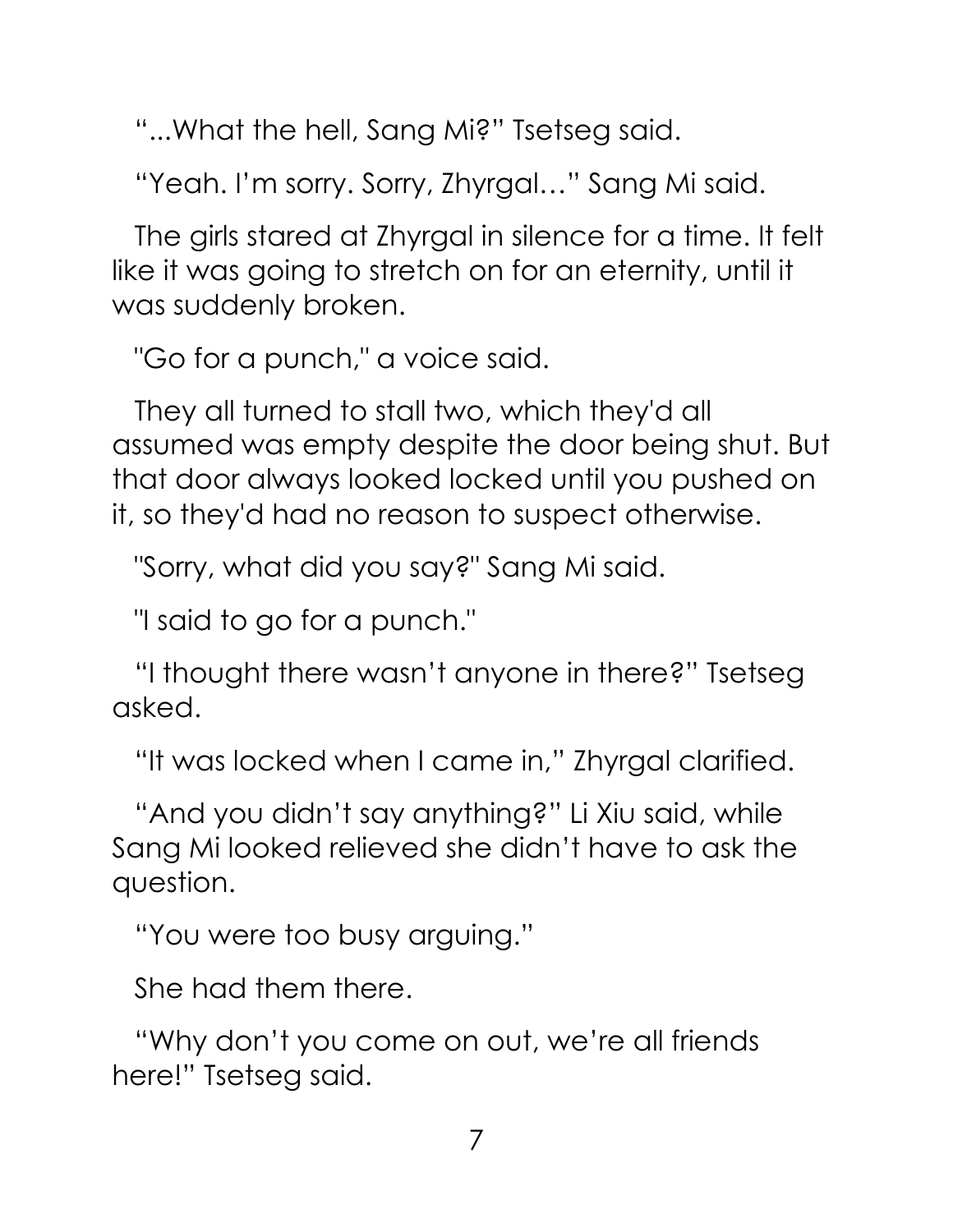"...What the hell, Sang Mi?" Tsetseg said.

"Yeah. I'm sorry. Sorry, Zhyrgal…" Sang Mi said.

The girls stared at Zhyrgal in silence for a time. It felt like it was going to stretch on for an eternity, until it was suddenly broken.

"Go for a punch," a voice said.

They all turned to stall two, which they'd all assumed was empty despite the door being shut. But that door always looked locked until you pushed on it, so they'd had no reason to suspect otherwise.

"Sorry, what did you say?" Sang Mi said.

"I said to go for a punch."

"I thought there wasn't anyone in there?" Tsetseg asked.

"It was locked when I came in," Zhyrgal clarified.

"And you didn't say anything?" Li Xiu said, while Sang Mi looked relieved she didn't have to ask the question.

"You were too busy arguing."

She had them there.

"Why don't you come on out, we're all friends here!" Tsetseg said.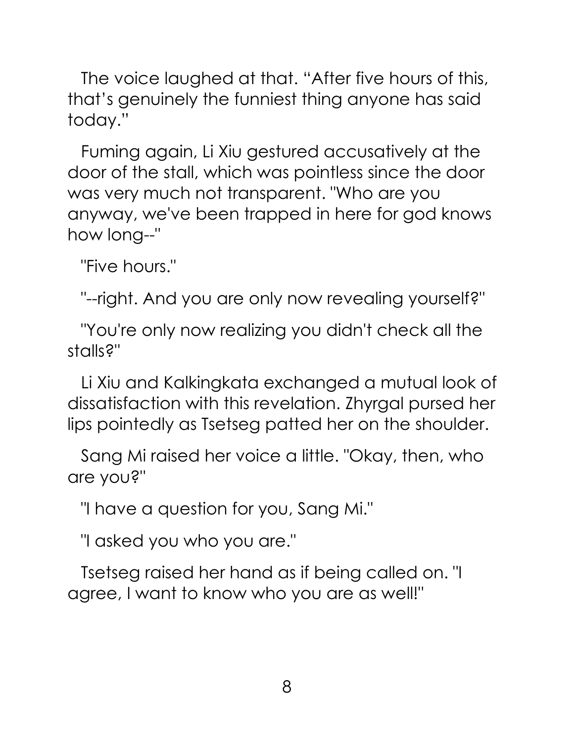The voice laughed at that. “After five hours of this, that’s genuinely the funniest thing anyone has said today.”

Fuming again, Li Xiu gestured accusatively at the door of the stall, which was pointless since the door was very much not transparent. "Who are you anyway, we've been trapped in here for god knows how long--"

"Five hours."

"--right. And you are only now revealing yourself?"

"You're only now realizing you didn't check all the stalls?"

Li Xiu and Kalkingkata exchanged a mutual look of dissatisfaction with this revelation. Zhyrgal pursed her lips pointedly as Tsetseg patted her on the shoulder.

Sang Mi raised her voice a little. "Okay, then, who are you?"

"I have a question for you, Sang Mi."

"I asked you who you are."

Tsetseg raised her hand as if being called on. "I agree, I want to know who you are as well!"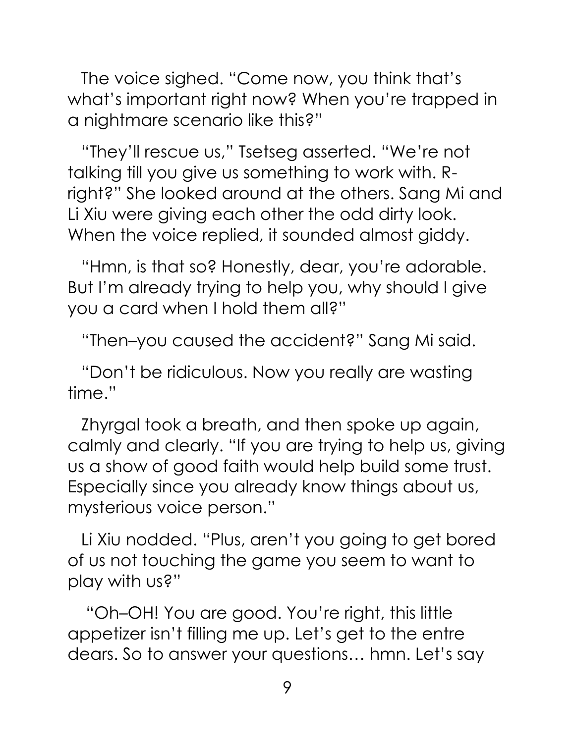The voice sighed. "Come now, you think that's what's important right now? When you're trapped in a nightmare scenario like this?"

"They'll rescue us," Tsetseg asserted. "We're not talking till you give us something to work with. R-right?" She looked around at the others. Sang Mi and Li Xiu were giving each other the odd dirty look. When the voice replied, it sounded almost giddy.

"Hmn, is that so? Honestly, dear, you're adorable. But I'm already trying to help you, why should I give you a card when I hold them all?"

"Then–you caused the accident?" Sang Mi said.

"Don't be ridiculous. Now you really are wasting time."

Zhyrgal took a breath, and then spoke up again, calmly and clearly. "If you are trying to help us, giving us a show of good faith would help build some trust. Especially since you already know things about us, mysterious voice person."

Li Xiu nodded. "Plus, aren't you going to get bored of us not touching the game you seem to want to play with us?"

"Oh–OH! You are good. You're right, this little appetizer isn't filling me up. Let's get to the entre dears. So to answer your questions… hmn. Let's say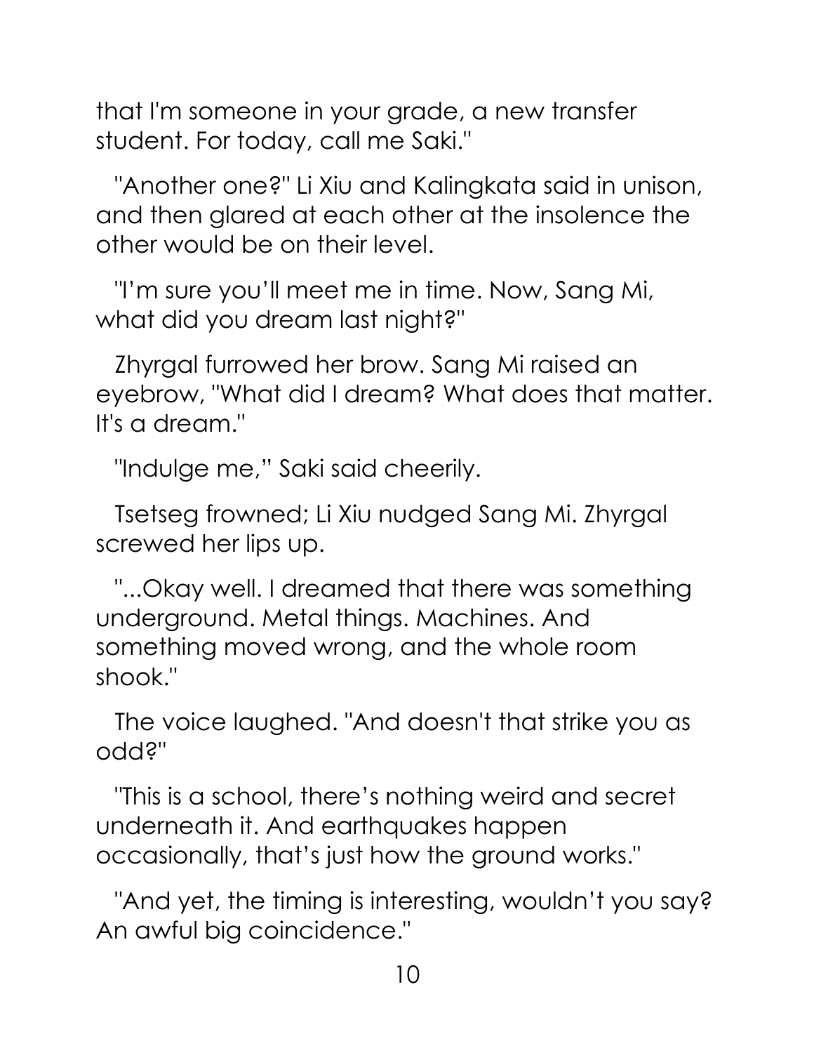that I'm someone in your grade, a new transfer student. For today, call me Saki."

"Another one?" Li Xiu and Kalingkata said in unison, and then glared at each other at the insolence the other would be on their level.

"I'm sure you'll meet me in time. Now, Sang Mi, what did you dream last night?"

Zhyrgal furrowed her brow. Sang Mi raised an eyebrow, "What did I dream? What does that matter. It's a dream."

"Indulge me," Saki said cheerily.

Tsetseg frowned; Li Xiu nudged Sang Mi. Zhyrgal screwed her lips up.

"...Okay well. I dreamed that there was something underground. Metal things. Machines. And something moved wrong, and the whole room shook."

The voice laughed. "And doesn't that strike you as odd?"

"This is a school, there's nothing weird and secret underneath it. And earthquakes happen occasionally, that's just how the ground works."

"And yet, the timing is interesting, wouldn't you say? An awful big coincidence."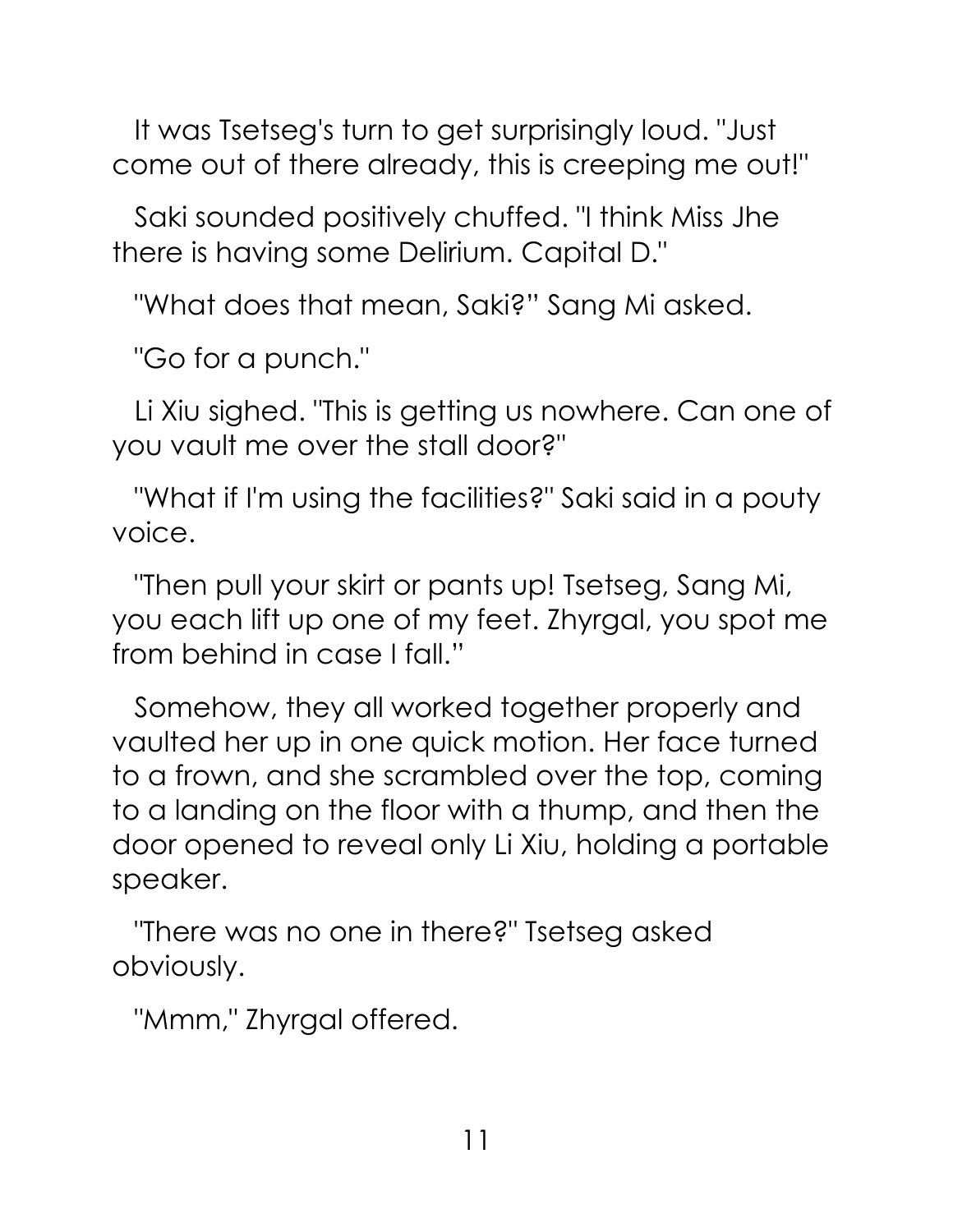It was Tsetseg's turn to get surprisingly loud. "Just come out of there already, this is creeping me out!"

Saki sounded positively chuffed. "I think Miss Jhe there is having some Delirium. Capital D."

"What does that mean, Saki?" Sang Mi asked.

"Go for a punch."

Li Xiu sighed. "This is getting us nowhere. Can one of you vault me over the stall door?"

"What if I'm using the facilities?" Saki said in a pouty voice.

"Then pull your skirt or pants up! Tsetseg, Sang Mi, you each lift up one of my feet. Zhyrgal, you spot me from behind in case I fall."

Somehow, they all worked together properly and vaulted her up in one quick motion. Her face turned to a frown, and she scrambled over the top, coming to a landing on the floor with a thump, and then the door opened to reveal only Li Xiu, holding a portable speaker.

"There was no one in there?" Tsetseg asked obviously.

"Mmm," Zhyrgal offered.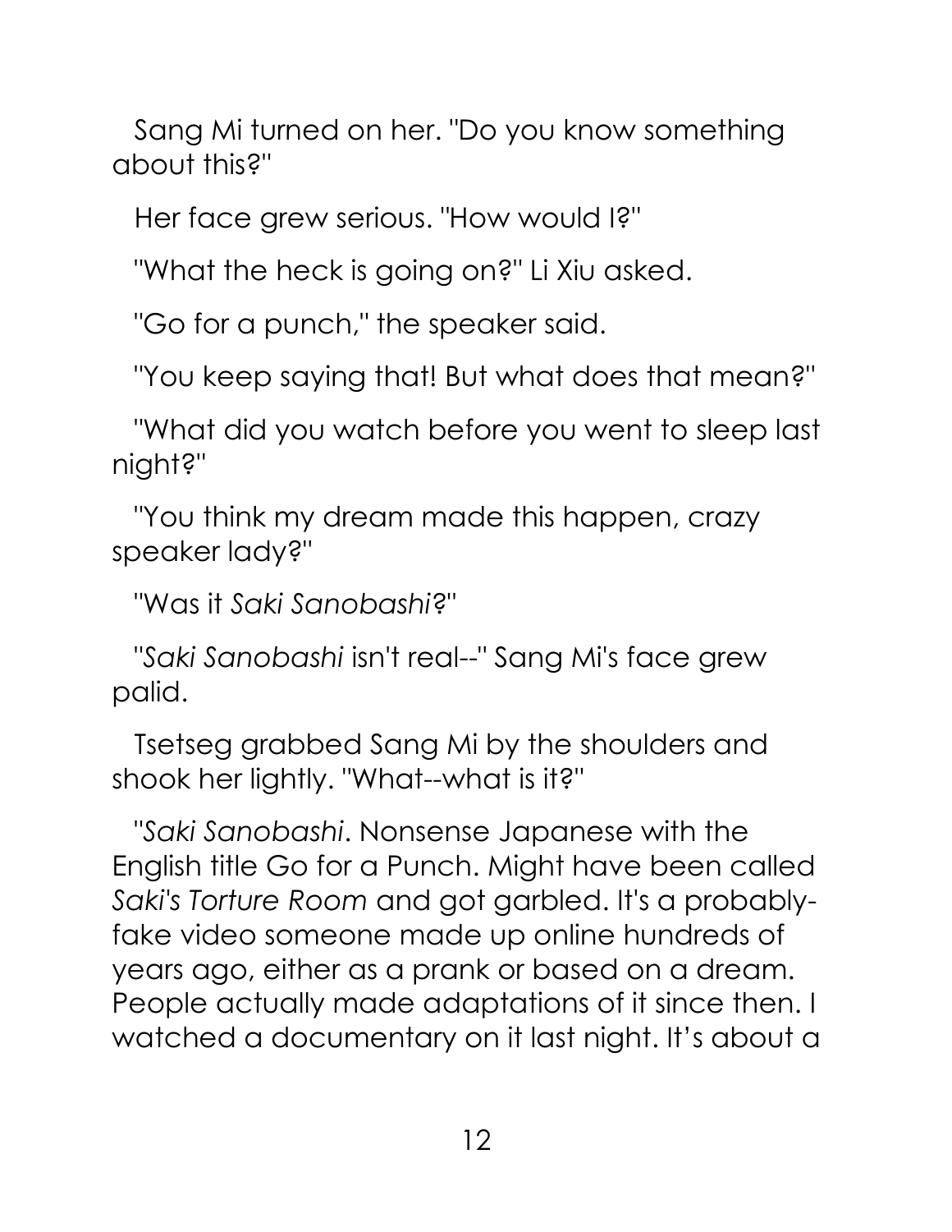Sang Mi turned on her. "Do you know something about this?"

Her face grew serious. "How would I?"

"What the heck is going on?" Li Xiu asked.

"Go for a punch," the speaker said.

"You keep saying that! But what does that mean?"

"What did you watch before you went to sleep last night?"

"You think my dream made this happen, crazy speaker lady?"

"Was it *Saki Sanobashi*?"

"*Saki Sanobashi* isn't real--" Sang Mi's face grew palid.

Tsetseg grabbed Sang Mi by the shoulders and shook her lightly. "What--what is it?"

"*Saki Sanobashi*. Nonsense Japanese with the English title Go for a Punch. Might have been called *Saki's Torture Room* and got garbled. It's a probably-fake video someone made up online hundreds of years ago, either as a prank or based on a dream. People actually made adaptations of it since then. I watched a documentary on it last night. It's about a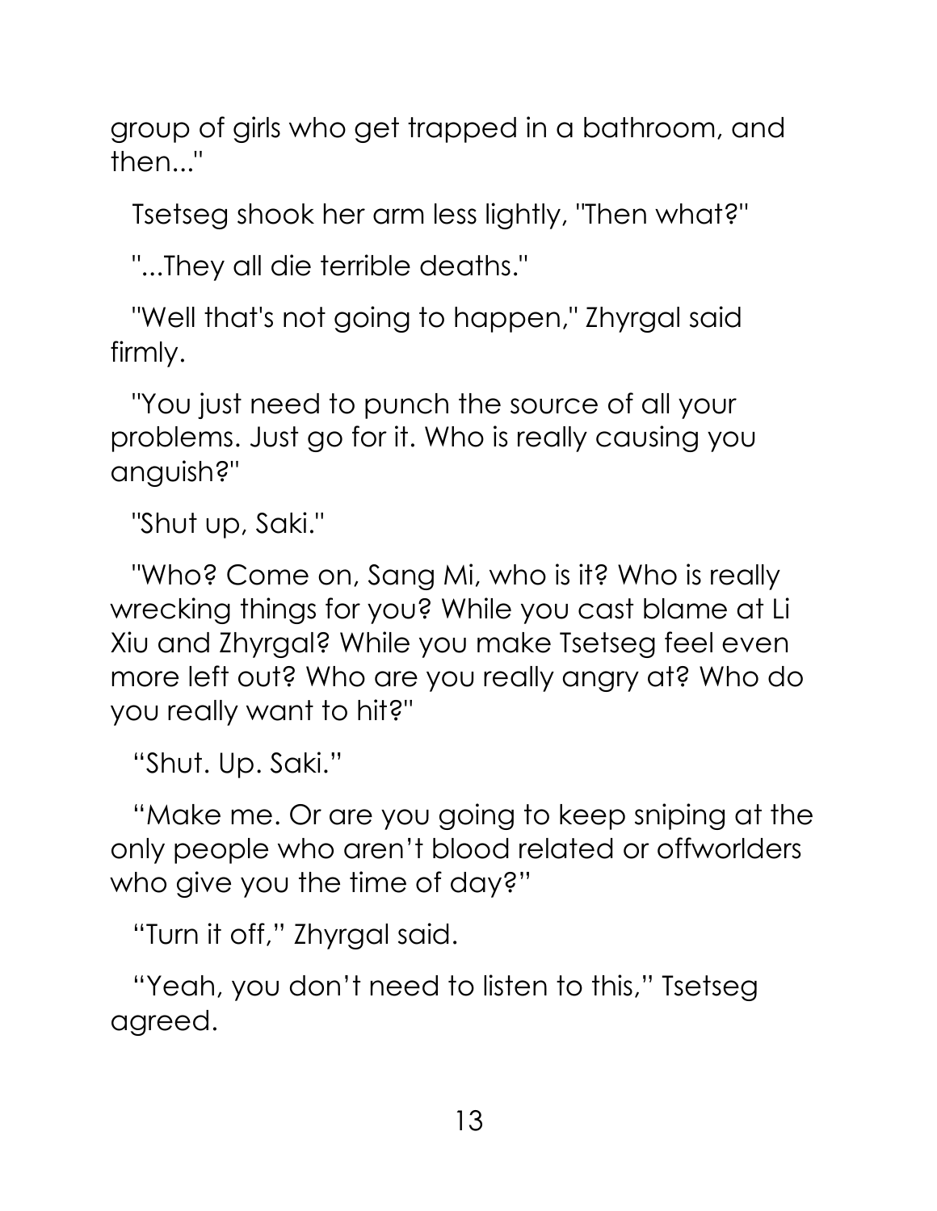group of girls who get trapped in a bathroom, and then..."

Tsetseg shook her arm less lightly, "Then what?"

"...They all die terrible deaths."

"Well that's not going to happen," Zhyrgal said firmly.

"You just need to punch the source of all your problems. Just go for it. Who is really causing you anguish?"

"Shut up, Saki."

"Who? Come on, Sang Mi, who is it? Who is really wrecking things for you? While you cast blame at Li Xiu and Zhyrgal? While you make Tsetseg feel even more left out? Who are you really angry at? Who do you really want to hit?"

“Shut. Up. Saki.”

“Make me. Or are you going to keep sniping at the only people who aren’t blood related or offworlders who give you the time of day?”

“Turn it off,” Zhyrgal said.

“Yeah, you don’t need to listen to this,” Tsetseg agreed.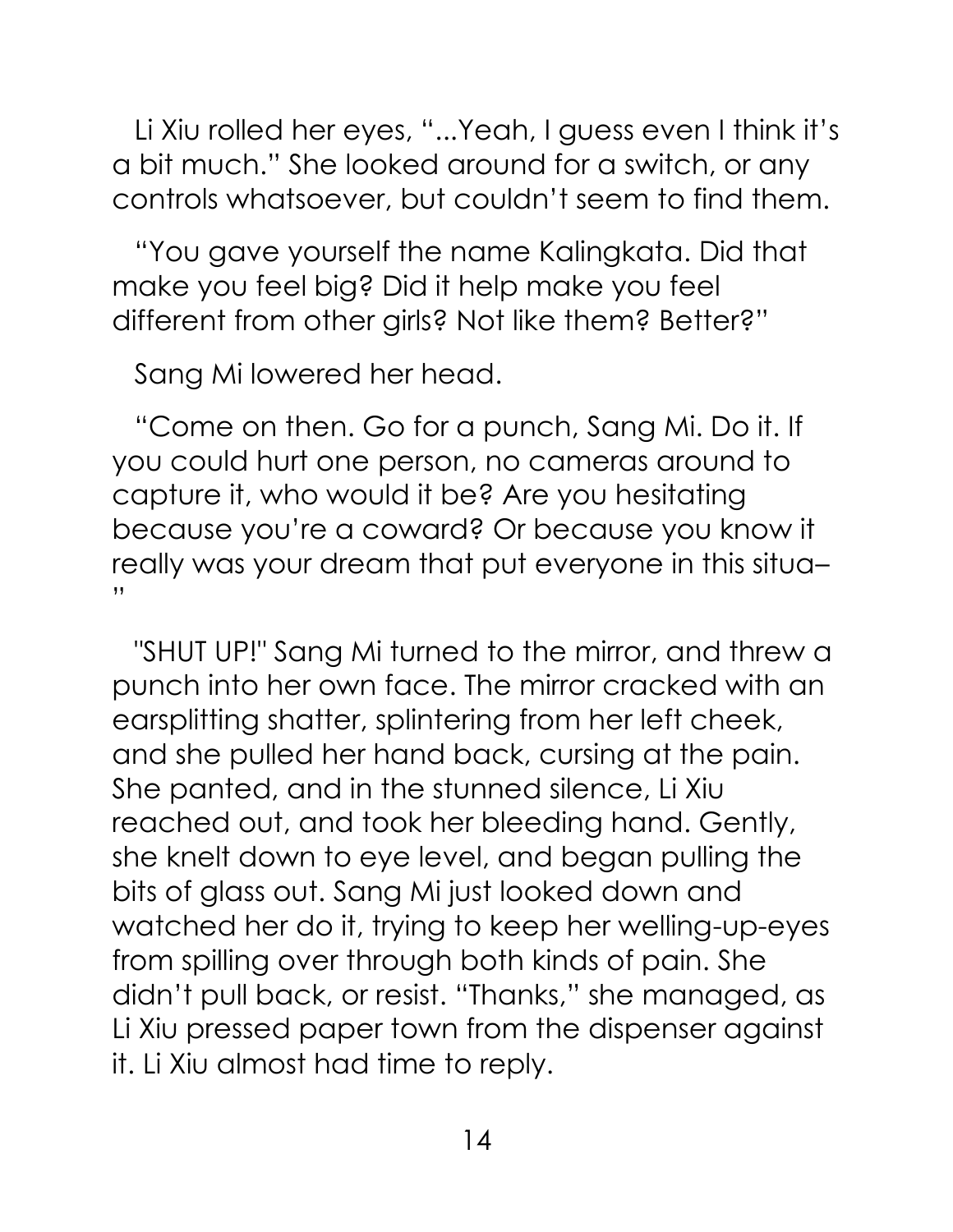Li Xiu rolled her eyes, "...Yeah, I guess even I think it's a bit much." She looked around for a switch, or any controls whatsoever, but couldn't seem to find them.

"You gave yourself the name Kalingkata. Did that make you feel big? Did it help make you feel different from other girls? Not like them? Better?"

Sang Mi lowered her head.

"Come on then. Go for a punch, Sang Mi. Do it. If you could hurt one person, no cameras around to capture it, who would it be? Are you hesitating because you're a coward? Or because you know it really was your dream that put everyone in this situa–"

"SHUT UP!" Sang Mi turned to the mirror, and threw a punch into her own face. The mirror cracked with an earsplitting shatter, splintering from her left cheek, and she pulled her hand back, cursing at the pain. She panted, and in the stunned silence, Li Xiu reached out, and took her bleeding hand. Gently, she knelt down to eye level, and began pulling the bits of glass out. Sang Mi just looked down and watched her do it, trying to keep her welling-up-eyes from spilling over through both kinds of pain. She didn't pull back, or resist. "Thanks," she managed, as Li Xiu pressed paper town from the dispenser against it. Li Xiu almost had time to reply.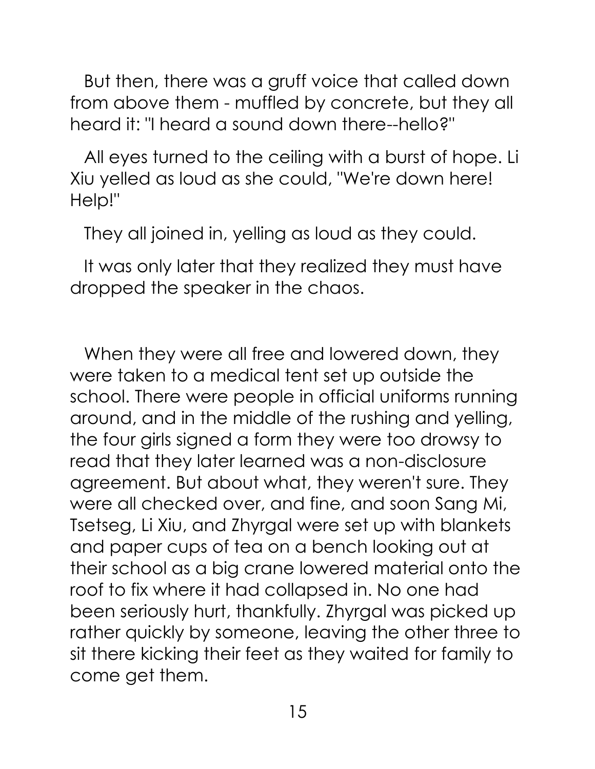But then, there was a gruff voice that called down from above them - muffled by concrete, but they all heard it: "I heard a sound down there--hello?"

All eyes turned to the ceiling with a burst of hope. Li Xiu yelled as loud as she could, "We're down here! Help!"

They all joined in, yelling as loud as they could.

It was only later that they realized they must have dropped the speaker in the chaos.

When they were all free and lowered down, they were taken to a medical tent set up outside the school. There were people in official uniforms running around, and in the middle of the rushing and yelling, the four girls signed a form they were too drowsy to read that they later learned was a non-disclosure agreement. But about what, they weren't sure. They were all checked over, and fine, and soon Sang Mi, Tsetseg, Li Xiu, and Zhyrgal were set up with blankets and paper cups of tea on a bench looking out at their school as a big crane lowered material onto the roof to fix where it had collapsed in. No one had been seriously hurt, thankfully. Zhyrgal was picked up rather quickly by someone, leaving the other three to sit there kicking their feet as they waited for family to come get them.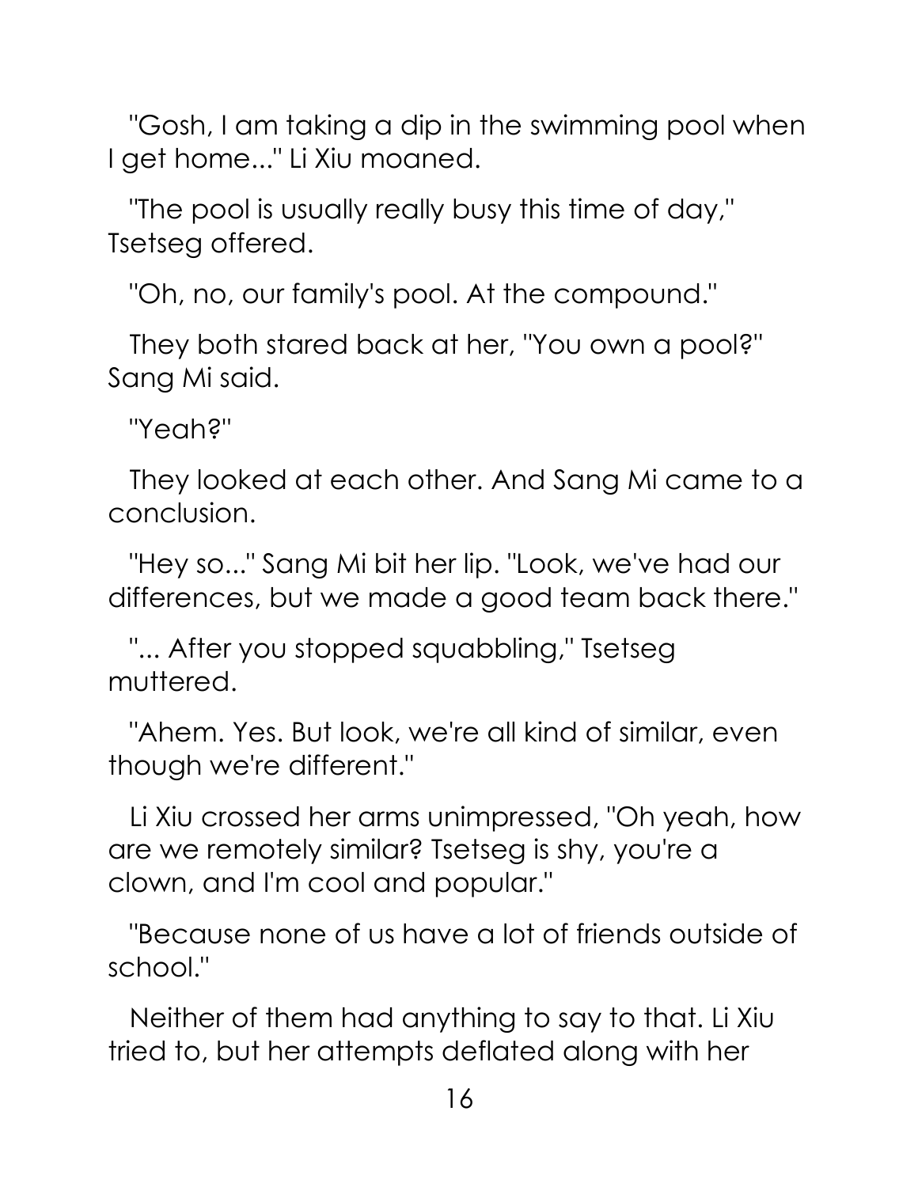"Gosh, I am taking a dip in the swimming pool when I get home..." Li Xiu moaned.

"The pool is usually really busy this time of day," Tsetseg offered.

"Oh, no, our family's pool. At the compound."

They both stared back at her, "You own a pool?" Sang Mi said.

"Yeah?"

They looked at each other. And Sang Mi came to a conclusion.

"Hey so..." Sang Mi bit her lip. "Look, we've had our differences, but we made a good team back there."

"... After you stopped squabbling," Tsetseg muttered.

"Ahem. Yes. But look, we're all kind of similar, even though we're different."

Li Xiu crossed her arms unimpressed, "Oh yeah, how are we remotely similar? Tsetseg is shy, you're a clown, and I'm cool and popular."

"Because none of us have a lot of friends outside of school."

Neither of them had anything to say to that. Li Xiu tried to, but her attempts deflated along with her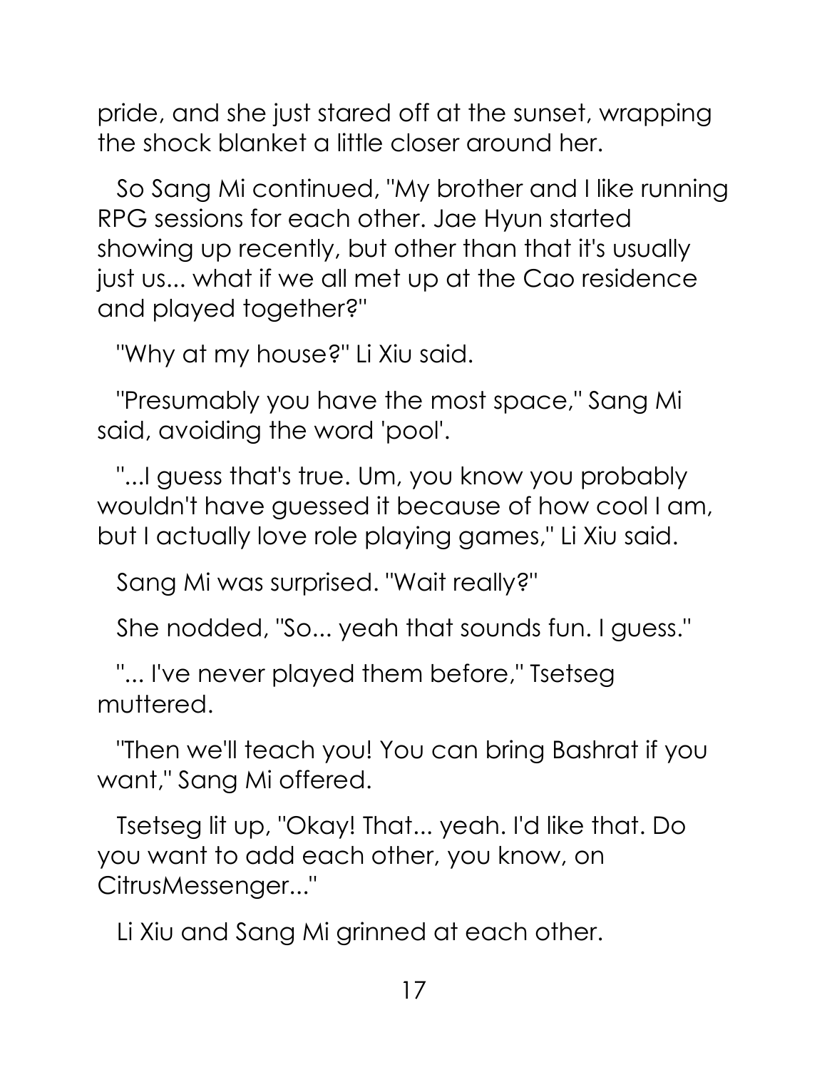pride, and she just stared off at the sunset, wrapping the shock blanket a little closer around her.

So Sang Mi continued, "My brother and I like running RPG sessions for each other. Jae Hyun started showing up recently, but other than that it's usually just us... what if we all met up at the Cao residence and played together?"

"Why at my house?" Li Xiu said.

"Presumably you have the most space," Sang Mi said, avoiding the word 'pool'.

"...I guess that's true. Um, you know you probably wouldn't have guessed it because of how cool I am, but I actually love role playing games," Li Xiu said.

Sang Mi was surprised. "Wait really?"

She nodded, "So... yeah that sounds fun. I guess."

"... I've never played them before," Tsetseg muttered.

"Then we'll teach you! You can bring Bashrat if you want," Sang Mi offered.

Tsetseg lit up, "Okay! That... yeah. I'd like that. Do you want to add each other, you know, on CitrusMessenger..."

Li Xiu and Sang Mi grinned at each other.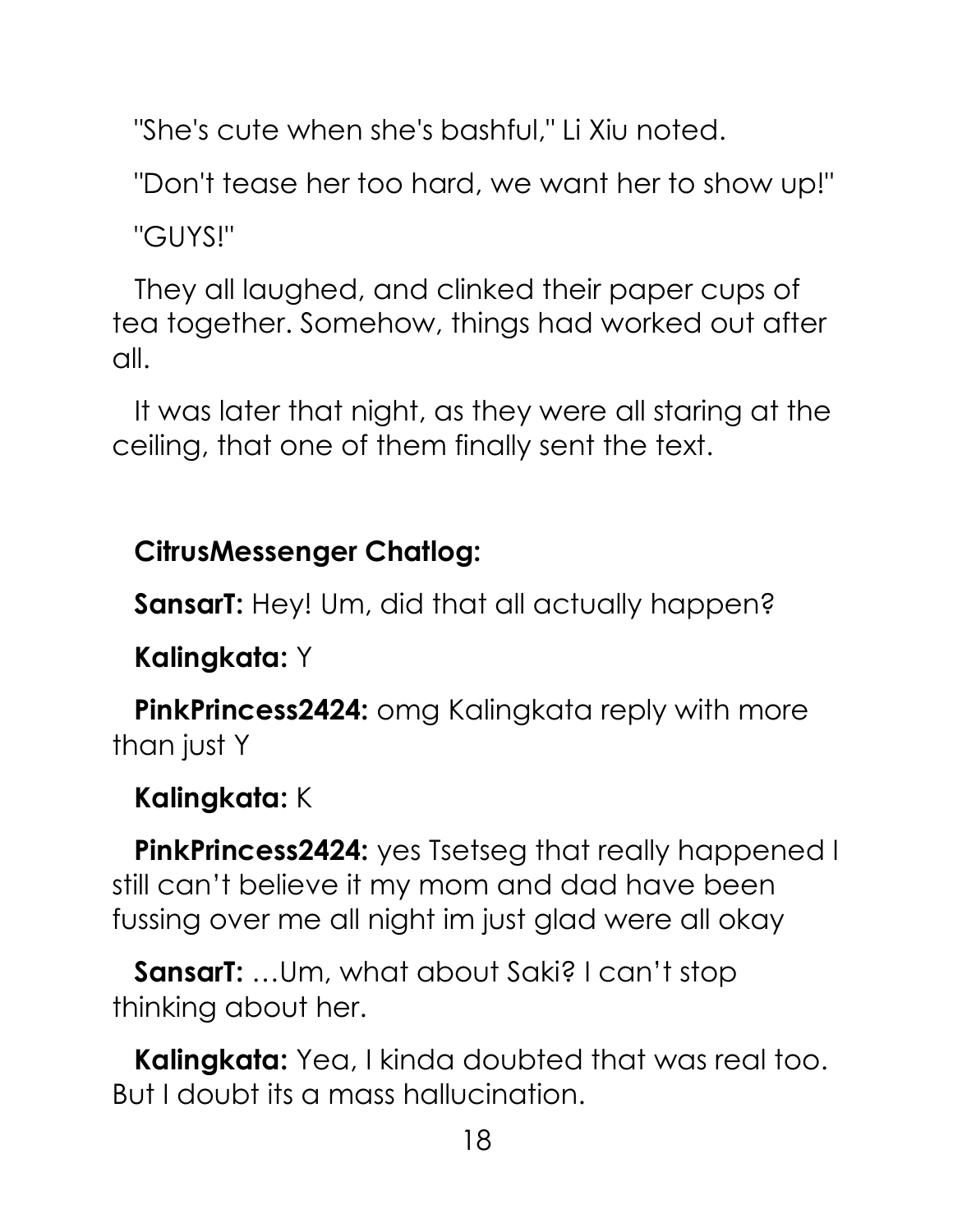"She's cute when she's bashful," Li Xiu noted.

"Don't tease her too hard, we want her to show up!"

"GUYS!"

They all laughed, and clinked their paper cups of tea together. Somehow, things had worked out after all.

It was later that night, as they were all staring at the ceiling, that one of them finally sent the text.

**CitrusMessenger Chatlog:**

**SansarT:** Hey! Um, did that all actually happen?

**Kalingkata:** Y

**PinkPrincess2424:** omg Kalingkata reply with more than just Y

**Kalingkata:** K

**PinkPrincess2424:** yes Tsetseg that really happened I still can't believe it my mom and dad have been fussing over me all night im just glad were all okay

**SansarT:** …Um, what about Saki? I can't stop thinking about her.

**Kalingkata:** Yea, I kinda doubted that was real too. But I doubt its a mass hallucination.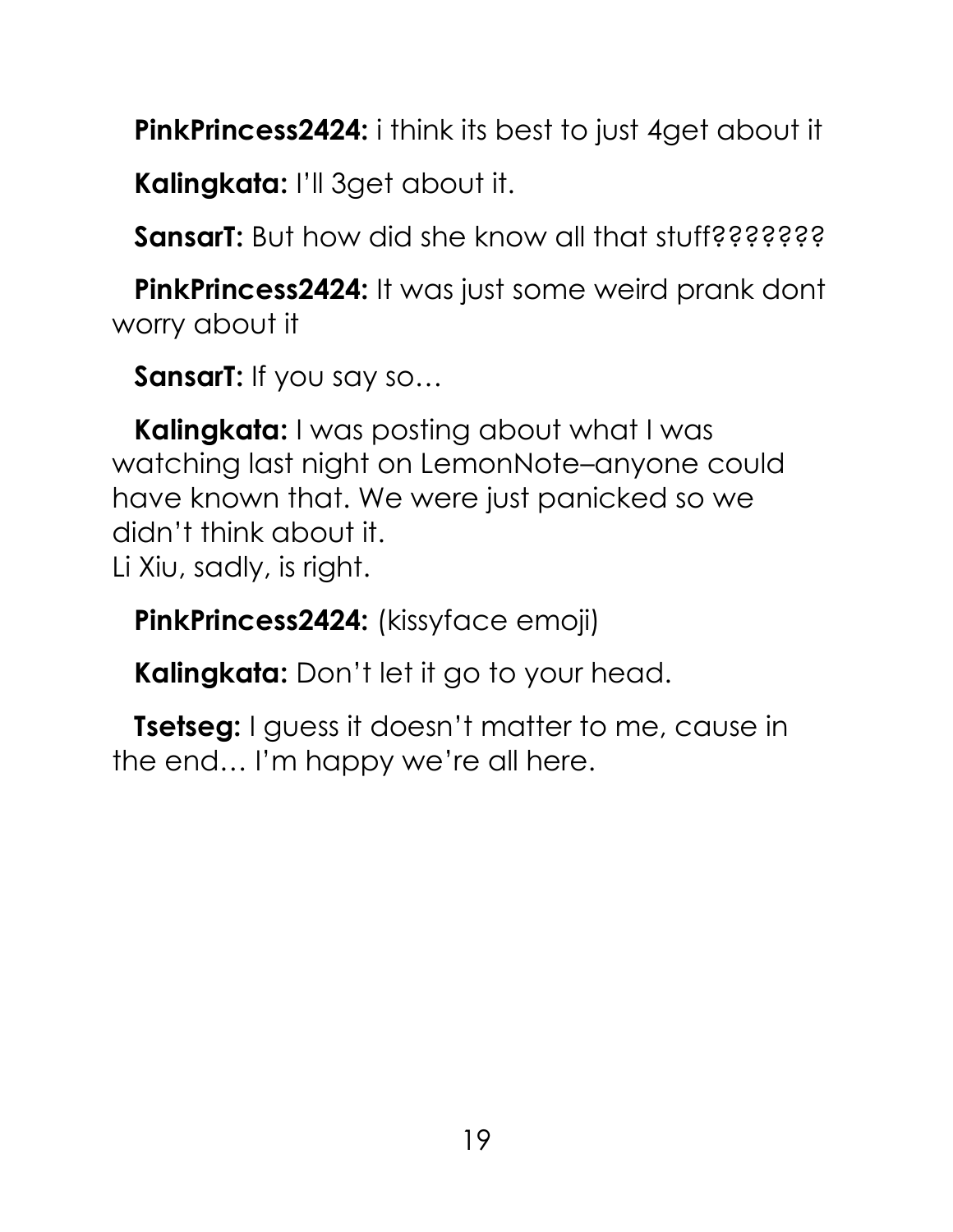**PinkPrincess2424:** i think its best to just 4get about it

**Kalingkata:** I'll 3get about it.

**SansarT:** But how did she know all that stuff???????

**PinkPrincess2424:** It was just some weird prank dont worry about it

**SansarT:** If you say so…

**Kalingkata:** I was posting about what I was watching last night on LemonNote–anyone could have known that. We were just panicked so we didn't think about it.
Li Xiu, sadly, is right.

**PinkPrincess2424:** (kissyface emoji)

**Kalingkata:** Don't let it go to your head.

**Tsetseg:** I guess it doesn't matter to me, cause in the end… I'm happy we're all here.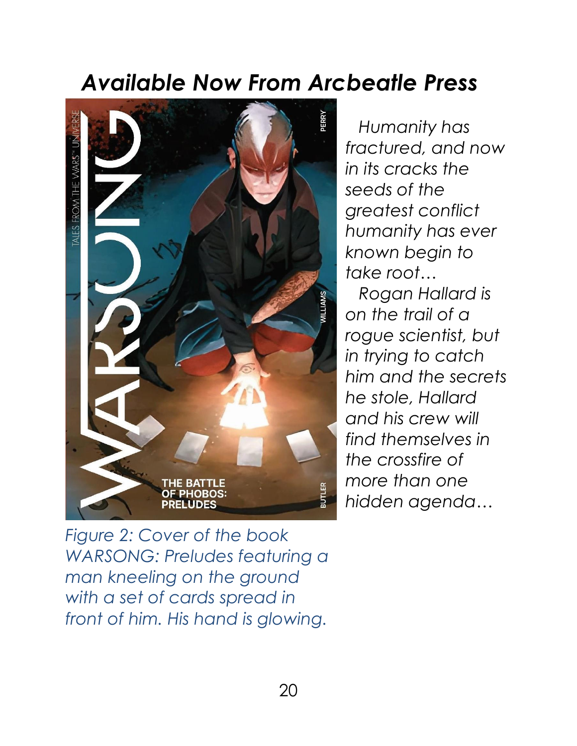# *Available Now From Arcbeatle Press*

*Figure 2: Cover of the book WARSONG: Preludes featuring a man kneeling on the ground with a set of cards spread in front of him. His hand is glowing.*

*Humanity has fractured, and now in its cracks the seeds of the greatest conflict humanity has ever known begin to take root…*

*Rogan Hallard is on the trail of a rogue scientist, but in trying to catch him and the secrets he stole, Hallard and his crew will find themselves in the crossfire of more than one hidden agenda…*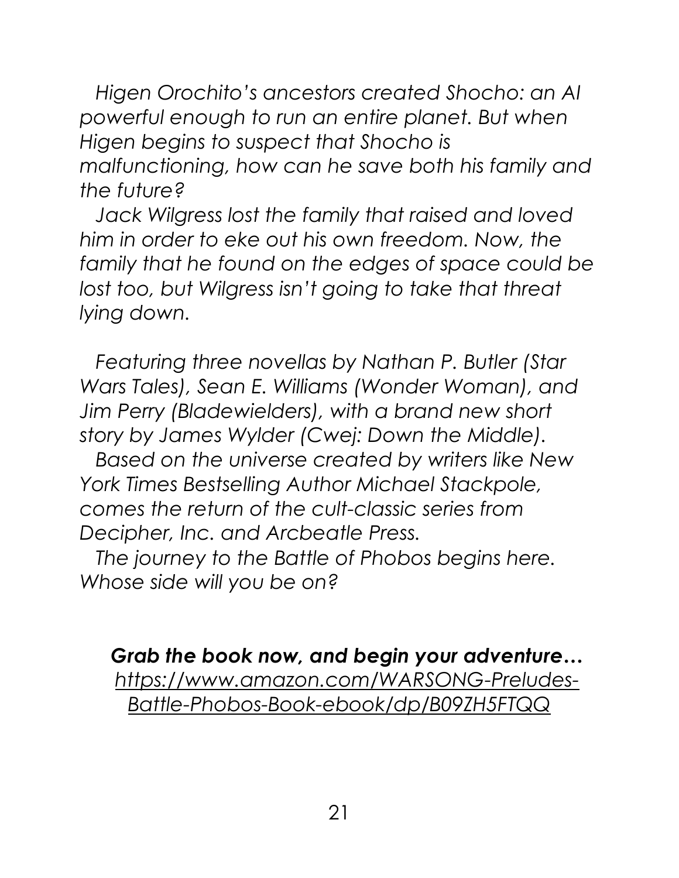*Higen Orochito's ancestors created Shocho: an AI powerful enough to run an entire planet. But when Higen begins to suspect that Shocho is malfunctioning, how can he save both his family and the future?*

*Jack Wilgress lost the family that raised and loved him in order to eke out his own freedom. Now, the family that he found on the edges of space could be lost too, but Wilgress isn't going to take that threat lying down.*

*Featuring three novellas by Nathan P. Butler (Star Wars Tales), Sean E. Williams (Wonder Woman), and Jim Perry (Bladewielders), with a brand new short story by James Wylder (Cwej: Down the Middle).*

*Based on the universe created by writers like New York Times Bestselling Author Michael Stackpole, comes the return of the cult-classic series from Decipher, Inc. and Arcbeatle Press.*

*The journey to the Battle of Phobos begins here. Whose side will you be on?*

***Grab the book now, and begin your adventure…***
*https://www.amazon.com/WARSONG-Preludes-Battle-Phobos-Book-ebook/dp/B09ZH5FTQQ*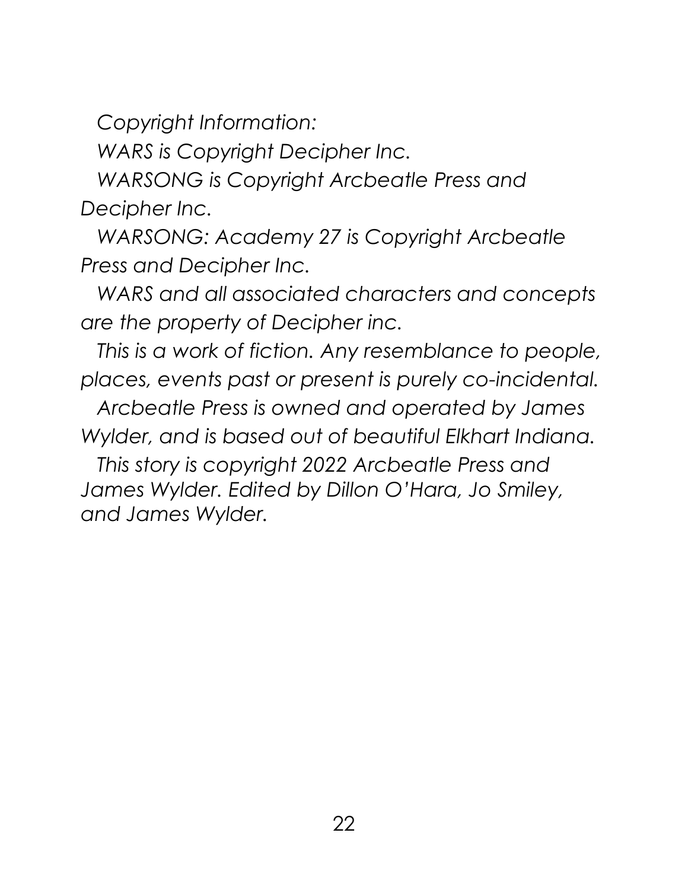*Copyright Information:*

*WARS is Copyright Decipher Inc.*

*WARSONG is Copyright Arcbeatle Press and Decipher Inc.*

*WARSONG: Academy 27 is Copyright Arcbeatle Press and Decipher Inc.*

*WARS and all associated characters and concepts are the property of Decipher inc.*

*This is a work of fiction. Any resemblance to people, places, events past or present is purely co-incidental.*

*Arcbeatle Press is owned and operated by James Wylder, and is based out of beautiful Elkhart Indiana.*

*This story is copyright 2022 Arcbeatle Press and James Wylder. Edited by Dillon O'Hara, Jo Smiley, and James Wylder.*